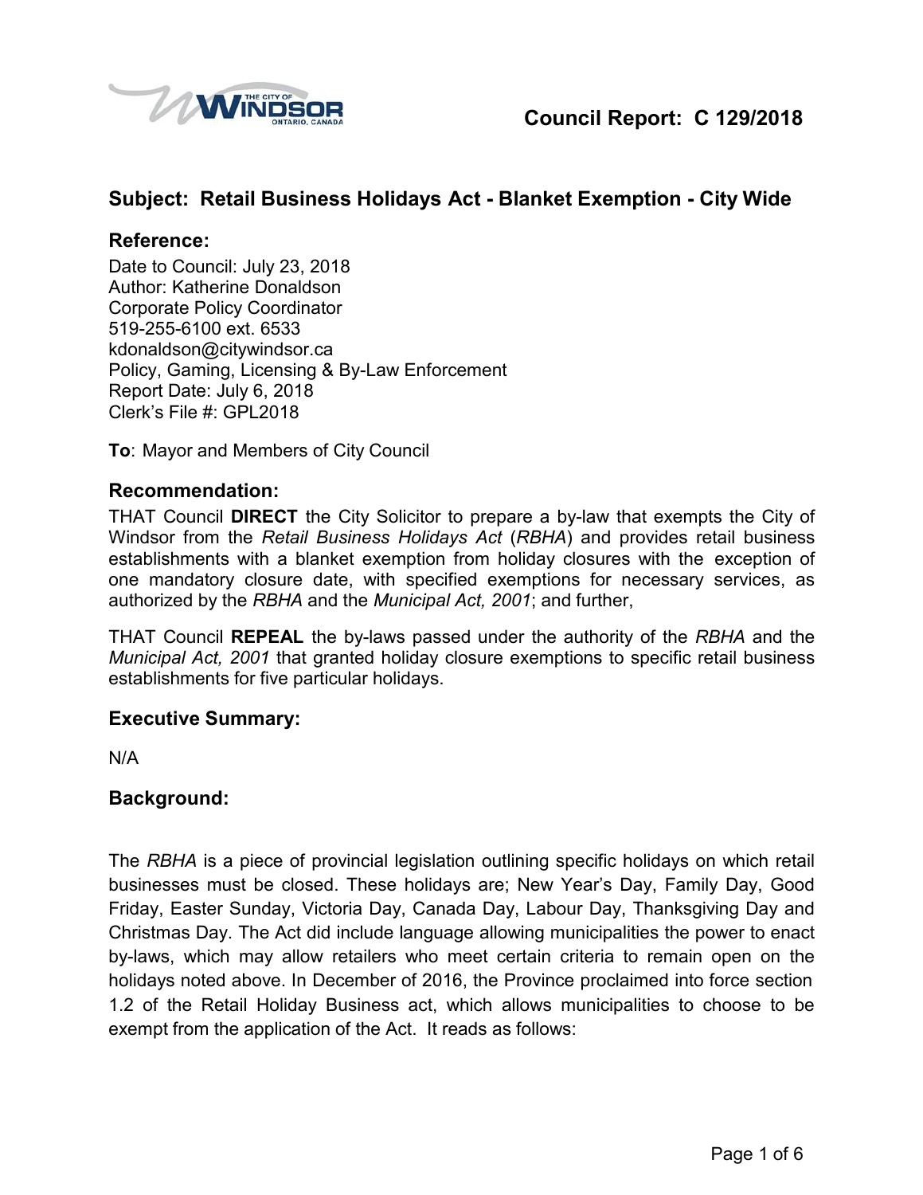**Council Report: C 129/2018**

## Subject: Retail Business Holidays Act - Blanket Exemption - City Wide

### Reference:

Date to Council: July 23, 2018
Author: Katherine Donaldson
Corporate Policy Coordinator
519-255-6100 ext. 6533
kdonaldson@citywindsor.ca
Policy, Gaming, Licensing & By-Law Enforcement
Report Date: July 6, 2018
Clerk's File #: GPL2018

**To**: Mayor and Members of City Council

### Recommendation:

THAT Council **DIRECT** the City Solicitor to prepare a by-law that exempts the City of Windsor from the *Retail Business Holidays Act* (*RBHA*) and provides retail business establishments with a blanket exemption from holiday closures with the exception of one mandatory closure date, with specified exemptions for necessary services, as authorized by the *RBHA* and the *Municipal Act, 2001*; and further,

THAT Council **REPEAL** the by-laws passed under the authority of the *RBHA* and the *Municipal Act, 2001* that granted holiday closure exemptions to specific retail business establishments for five particular holidays.

### Executive Summary:

N/A

### Background:

The *RBHA* is a piece of provincial legislation outlining specific holidays on which retail businesses must be closed. These holidays are; New Year's Day, Family Day, Good Friday, Easter Sunday, Victoria Day, Canada Day, Labour Day, Thanksgiving Day and Christmas Day. The Act did include language allowing municipalities the power to enact by-laws, which may allow retailers who meet certain criteria to remain open on the holidays noted above. In December of 2016, the Province proclaimed into force section 1.2 of the Retail Holiday Business act, which allows municipalities to choose to be exempt from the application of the Act. It reads as follows: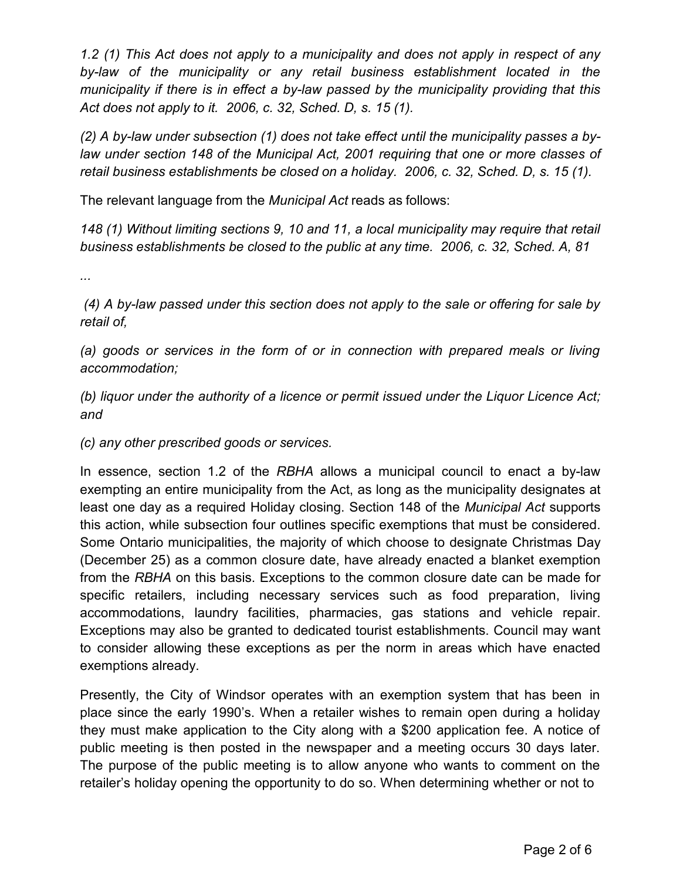*1.2 (1) This Act does not apply to a municipality and does not apply in respect of any by-law of the municipality or any retail business establishment located in the municipality if there is in effect a by-law passed by the municipality providing that this Act does not apply to it. 2006, c. 32, Sched. D, s. 15 (1).*

*(2) A by-law under subsection (1) does not take effect until the municipality passes a by-law under section 148 of the Municipal Act, 2001 requiring that one or more classes of retail business establishments be closed on a holiday. 2006, c. 32, Sched. D, s. 15 (1).*

The relevant language from the *Municipal Act* reads as follows:

*148 (1) Without limiting sections 9, 10 and 11, a local municipality may require that retail business establishments be closed to the public at any time. 2006, c. 32, Sched. A, 81*

*...*

*(4) A by-law passed under this section does not apply to the sale or offering for sale by retail of,*

*(a) goods or services in the form of or in connection with prepared meals or living accommodation;*

*(b) liquor under the authority of a licence or permit issued under the Liquor Licence Act; and*

*(c) any other prescribed goods or services.*

In essence, section 1.2 of the *RBHA* allows a municipal council to enact a by-law exempting an entire municipality from the Act, as long as the municipality designates at least one day as a required Holiday closing. Section 148 of the *Municipal Act* supports this action, while subsection four outlines specific exemptions that must be considered. Some Ontario municipalities, the majority of which choose to designate Christmas Day (December 25) as a common closure date, have already enacted a blanket exemption from the *RBHA* on this basis. Exceptions to the common closure date can be made for specific retailers, including necessary services such as food preparation, living accommodations, laundry facilities, pharmacies, gas stations and vehicle repair. Exceptions may also be granted to dedicated tourist establishments. Council may want to consider allowing these exceptions as per the norm in areas which have enacted exemptions already.

Presently, the City of Windsor operates with an exemption system that has been in place since the early 1990's. When a retailer wishes to remain open during a holiday they must make application to the City along with a $200 application fee. A notice of public meeting is then posted in the newspaper and a meeting occurs 30 days later. The purpose of the public meeting is to allow anyone who wants to comment on the retailer's holiday opening the opportunity to do so. When determining whether or not to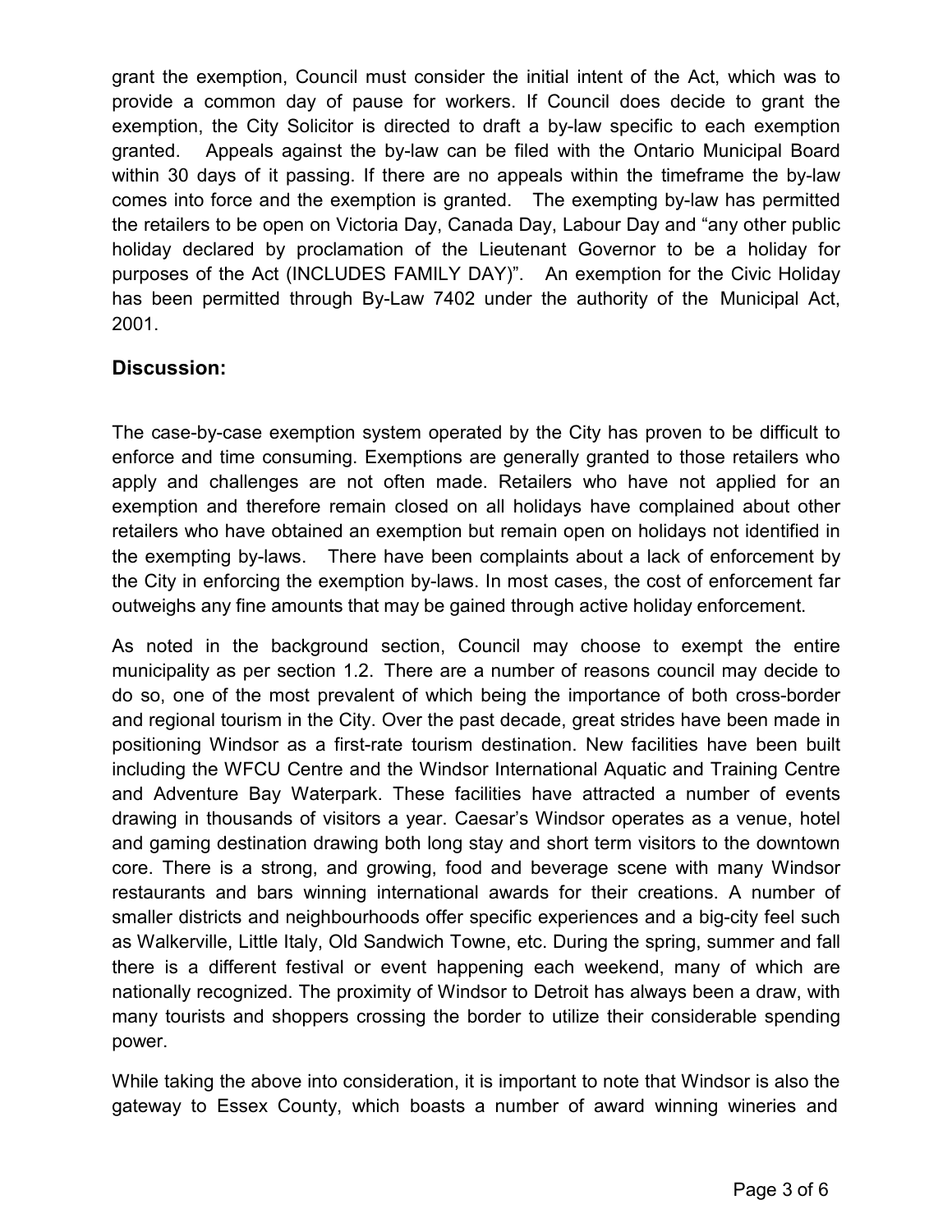grant the exemption, Council must consider the initial intent of the Act, which was to provide a common day of pause for workers. If Council does decide to grant the exemption, the City Solicitor is directed to draft a by-law specific to each exemption granted. Appeals against the by-law can be filed with the Ontario Municipal Board within 30 days of it passing. If there are no appeals within the timeframe the by-law comes into force and the exemption is granted. The exempting by-law has permitted the retailers to be open on Victoria Day, Canada Day, Labour Day and "any other public holiday declared by proclamation of the Lieutenant Governor to be a holiday for purposes of the Act (INCLUDES FAMILY DAY)". An exemption for the Civic Holiday has been permitted through By-Law 7402 under the authority of the Municipal Act, 2001.

## Discussion:

The case-by-case exemption system operated by the City has proven to be difficult to enforce and time consuming. Exemptions are generally granted to those retailers who apply and challenges are not often made. Retailers who have not applied for an exemption and therefore remain closed on all holidays have complained about other retailers who have obtained an exemption but remain open on holidays not identified in the exempting by-laws. There have been complaints about a lack of enforcement by the City in enforcing the exemption by-laws. In most cases, the cost of enforcement far outweighs any fine amounts that may be gained through active holiday enforcement.

As noted in the background section, Council may choose to exempt the entire municipality as per section 1.2. There are a number of reasons council may decide to do so, one of the most prevalent of which being the importance of both cross-border and regional tourism in the City. Over the past decade, great strides have been made in positioning Windsor as a first-rate tourism destination. New facilities have been built including the WFCU Centre and the Windsor International Aquatic and Training Centre and Adventure Bay Waterpark. These facilities have attracted a number of events drawing in thousands of visitors a year. Caesar's Windsor operates as a venue, hotel and gaming destination drawing both long stay and short term visitors to the downtown core. There is a strong, and growing, food and beverage scene with many Windsor restaurants and bars winning international awards for their creations. A number of smaller districts and neighbourhoods offer specific experiences and a big-city feel such as Walkerville, Little Italy, Old Sandwich Towne, etc. During the spring, summer and fall there is a different festival or event happening each weekend, many of which are nationally recognized. The proximity of Windsor to Detroit has always been a draw, with many tourists and shoppers crossing the border to utilize their considerable spending power.

While taking the above into consideration, it is important to note that Windsor is also the gateway to Essex County, which boasts a number of award winning wineries and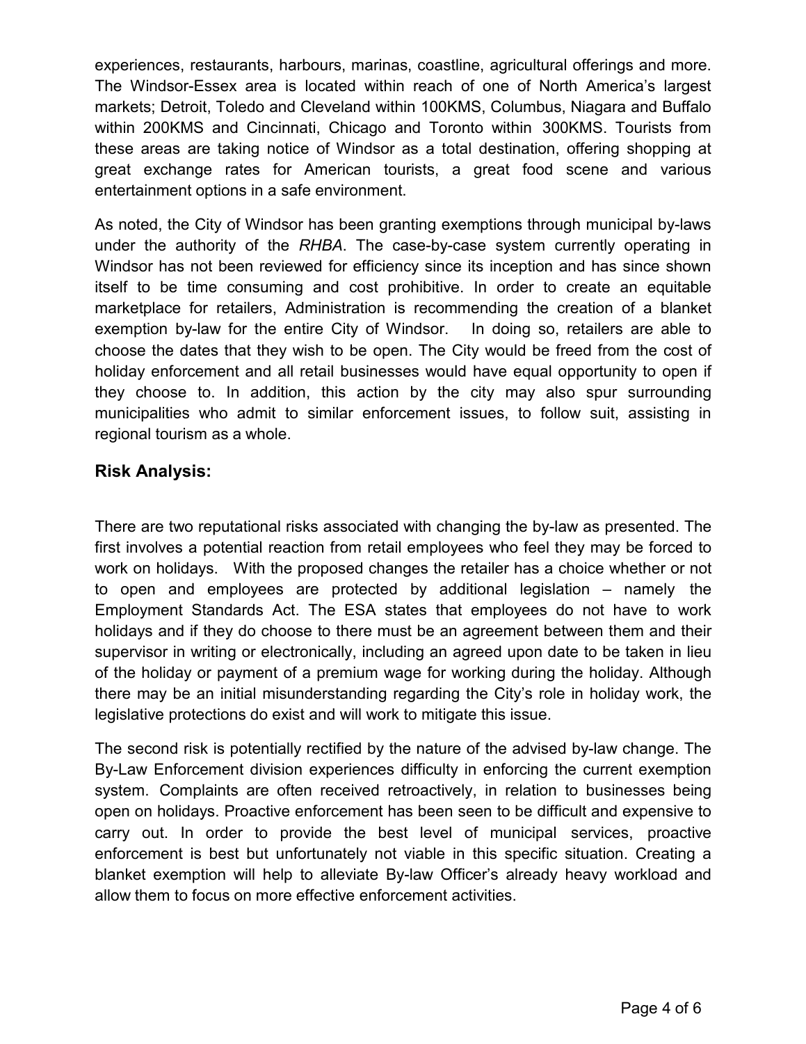experiences, restaurants, harbours, marinas, coastline, agricultural offerings and more. The Windsor-Essex area is located within reach of one of North America's largest markets; Detroit, Toledo and Cleveland within 100KMS, Columbus, Niagara and Buffalo within 200KMS and Cincinnati, Chicago and Toronto within 300KMS. Tourists from these areas are taking notice of Windsor as a total destination, offering shopping at great exchange rates for American tourists, a great food scene and various entertainment options in a safe environment.

As noted, the City of Windsor has been granting exemptions through municipal by-laws under the authority of the *RHBA*. The case-by-case system currently operating in Windsor has not been reviewed for efficiency since its inception and has since shown itself to be time consuming and cost prohibitive. In order to create an equitable marketplace for retailers, Administration is recommending the creation of a blanket exemption by-law for the entire City of Windsor. In doing so, retailers are able to choose the dates that they wish to be open. The City would be freed from the cost of holiday enforcement and all retail businesses would have equal opportunity to open if they choose to. In addition, this action by the city may also spur surrounding municipalities who admit to similar enforcement issues, to follow suit, assisting in regional tourism as a whole.

## Risk Analysis:

There are two reputational risks associated with changing the by-law as presented. The first involves a potential reaction from retail employees who feel they may be forced to work on holidays. With the proposed changes the retailer has a choice whether or not to open and employees are protected by additional legislation – namely the Employment Standards Act. The ESA states that employees do not have to work holidays and if they do choose to there must be an agreement between them and their supervisor in writing or electronically, including an agreed upon date to be taken in lieu of the holiday or payment of a premium wage for working during the holiday. Although there may be an initial misunderstanding regarding the City's role in holiday work, the legislative protections do exist and will work to mitigate this issue.

The second risk is potentially rectified by the nature of the advised by-law change. The By-Law Enforcement division experiences difficulty in enforcing the current exemption system. Complaints are often received retroactively, in relation to businesses being open on holidays. Proactive enforcement has been seen to be difficult and expensive to carry out. In order to provide the best level of municipal services, proactive enforcement is best but unfortunately not viable in this specific situation. Creating a blanket exemption will help to alleviate By-law Officer's already heavy workload and allow them to focus on more effective enforcement activities.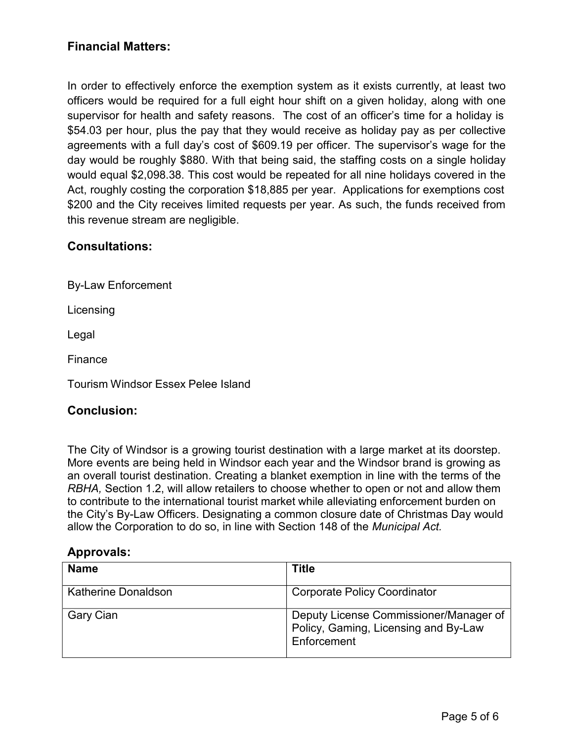## Financial Matters:

In order to effectively enforce the exemption system as it exists currently, at least two officers would be required for a full eight hour shift on a given holiday, along with one supervisor for health and safety reasons. The cost of an officer's time for a holiday is $54.03 per hour, plus the pay that they would receive as holiday pay as per collective agreements with a full day's cost of $609.19 per officer. The supervisor's wage for the day would be roughly $880. With that being said, the staffing costs on a single holiday would equal $2,098.38. This cost would be repeated for all nine holidays covered in the Act, roughly costing the corporation $18,885 per year. Applications for exemptions cost $200 and the City receives limited requests per year. As such, the funds received from this revenue stream are negligible.

## Consultations:

By-Law Enforcement

Licensing

Legal

Finance

Tourism Windsor Essex Pelee Island

## Conclusion:

The City of Windsor is a growing tourist destination with a large market at its doorstep. More events are being held in Windsor each year and the Windsor brand is growing as an overall tourist destination. Creating a blanket exemption in line with the terms of the *RBHA,* Section 1.2, will allow retailers to choose whether to open or not and allow them to contribute to the international tourist market while alleviating enforcement burden on the City's By-Law Officers. Designating a common closure date of Christmas Day would allow the Corporation to do so, in line with Section 148 of the *Municipal Act.*

## Approvals:

| Name | Title |
| --- | --- |
| Katherine Donaldson | Corporate Policy Coordinator |
| Gary Cian | Deputy License Commissioner/Manager of Policy, Gaming, Licensing and By-Law Enforcement |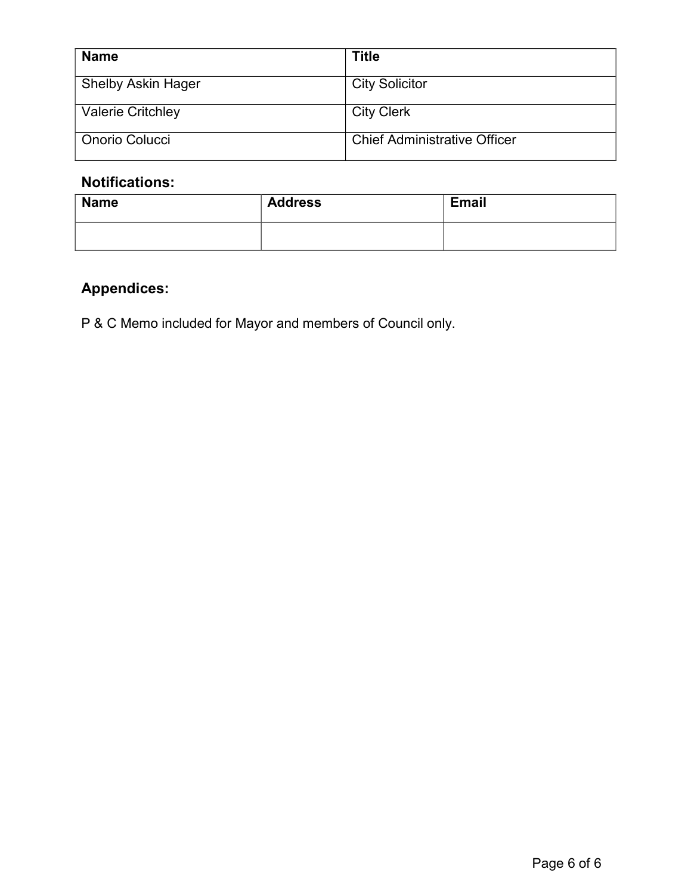| Name | Title |
| --- | --- |
| Shelby Askin Hager | City Solicitor |
| Valerie Critchley | City Clerk |
| Onorio Colucci | Chief Administrative Officer |

## Notifications:

| Name | Address | Email |
| --- | --- | --- |
| | | |

## Appendices:

P & C Memo included for Mayor and members of Council only.